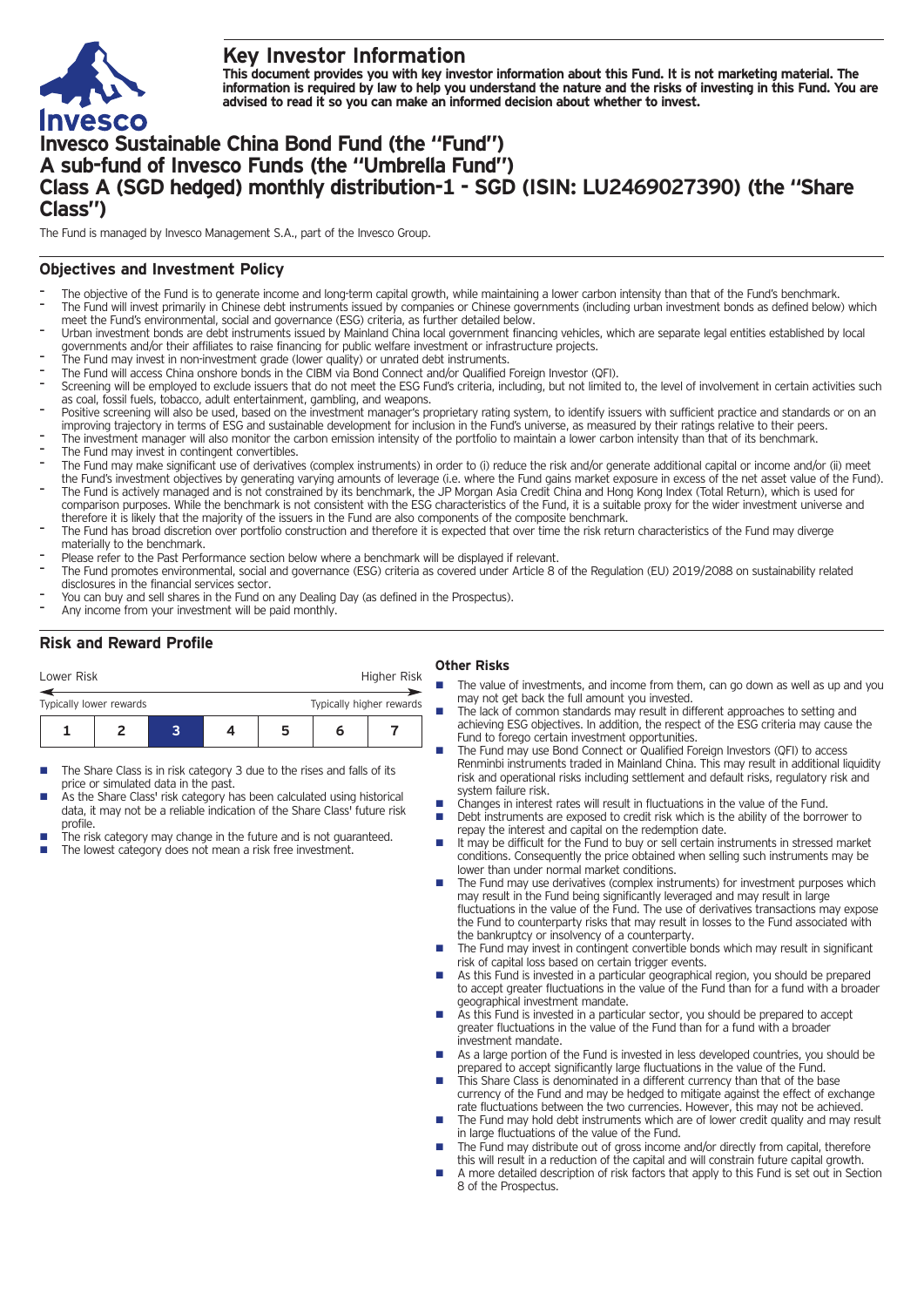# Key Investor Information

**This document provides you with key investor information about this Fund. It is not marketing material. The information is required by law to help you understand the nature and the risks of investing in this Fund. You are advised to read it so you can make an informed decision about whether to invest.**

# Invesco Sustainable China Bond Fund (the "Fund")
# A sub-fund of Invesco Funds (the "Umbrella Fund")
# Class A (SGD hedged) monthly distribution-1 - SGD (ISIN: LU2469027390) (the "Share Class")

The Fund is managed by Invesco Management S.A., part of the Invesco Group.

## Objectives and Investment Policy

- The objective of the Fund is to generate income and long-term capital growth, while maintaining a lower carbon intensity than that of the Fund's benchmark.
- The Fund will invest primarily in Chinese debt instruments issued by companies or Chinese governments (including urban investment bonds as defined below) which meet the Fund's environmental, social and governance (ESG) criteria, as further detailed below.
- Urban investment bonds are debt instruments issued by Mainland China local government financing vehicles, which are separate legal entities established by local governments and/or their affiliates to raise financing for public welfare investment or infrastructure projects.
- The Fund may invest in non-investment grade (lower quality) or unrated debt instruments.
- The Fund will access China onshore bonds in the CIBM via Bond Connect and/or Qualified Foreign Investor (QFI).
- Screening will be employed to exclude issuers that do not meet the ESG Fund's criteria, including, but not limited to, the level of involvement in certain activities such as coal, fossil fuels, tobacco, adult entertainment, gambling, and weapons.
- Positive screening will also be used, based on the investment manager's proprietary rating system, to identify issuers with sufficient practice and standards or on an improving trajectory in terms of ESG and sustainable development for inclusion in the Fund's universe, as measured by their ratings relative to their peers.
- The investment manager will also monitor the carbon emission intensity of the portfolio to maintain a lower carbon intensity than that of its benchmark.
- The Fund may invest in contingent convertibles.
- The Fund may make significant use of derivatives (complex instruments) in order to (i) reduce the risk and/or generate additional capital or income and/or (ii) meet the Fund's investment objectives by generating varying amounts of leverage (i.e. where the Fund gains market exposure in excess of the net asset value of the Fund).
- The Fund is actively managed and is not constrained by its benchmark, the JP Morgan Asia Credit China and Hong Kong Index (Total Return), which is used for comparison purposes. While the benchmark is not consistent with the ESG characteristics of the Fund, it is a suitable proxy for the wider investment universe and therefore it is likely that the majority of the issuers in the Fund are also components of the composite benchmark.
- The Fund has broad discretion over portfolio construction and therefore it is expected that over time the risk return characteristics of the Fund may diverge materially to the benchmark.
- Please refer to the Past Performance section below where a benchmark will be displayed if relevant.
- The Fund promotes environmental, social and governance (ESG) criteria as covered under Article 8 of the Regulation (EU) 2019/2088 on sustainability related disclosures in the financial services sector.
- You can buy and sell shares in the Fund on any Dealing Day (as defined in the Prospectus).
- Any income from your investment will be paid monthly.

## Risk and Reward Profile

Lower Risk ← → Higher Risk

Typically lower rewards — Typically higher rewards

| 1 | 2 | **3** | 4 | 5 | 6 | 7 |
|---|---|---|---|---|---|---|

- The Share Class is in risk category 3 due to the rises and falls of its price or simulated data in the past.
- As the Share Class' risk category has been calculated using historical data, it may not be a reliable indication of the Share Class' future risk profile.
- The risk category may change in the future and is not guaranteed.
- The lowest category does not mean a risk free investment.

### Other Risks

- The value of investments, and income from them, can go down as well as up and you may not get back the full amount you invested.
- The lack of common standards may result in different approaches to setting and achieving ESG objectives. In addition, the respect of the ESG criteria may cause the Fund to forego certain investment opportunities.
- The Fund may use Bond Connect or Qualified Foreign Investors (QFI) to access Renminbi instruments traded in Mainland China. This may result in additional liquidity risk and operational risks including settlement and default risks, regulatory risk and system failure risk.
- Changes in interest rates will result in fluctuations in the value of the Fund.
- Debt instruments are exposed to credit risk which is the ability of the borrower to repay the interest and capital on the redemption date.
- It may be difficult for the Fund to buy or sell certain instruments in stressed market conditions. Consequently the price obtained when selling such instruments may be lower than under normal market conditions.
- The Fund may use derivatives (complex instruments) for investment purposes which may result in the Fund being significantly leveraged and may result in large fluctuations in the value of the Fund. The use of derivatives transactions may expose the Fund to counterparty risks that may result in losses to the Fund associated with the bankruptcy or insolvency of a counterparty.
- The Fund may invest in contingent convertible bonds which may result in significant risk of capital loss based on certain trigger events.
- As this Fund is invested in a particular geographical region, you should be prepared to accept greater fluctuations in the value of the Fund than for a fund with a broader geographical investment mandate.
- As this Fund is invested in a particular sector, you should be prepared to accept greater fluctuations in the value of the Fund than for a fund with a broader investment mandate.
- As a large portion of the Fund is invested in less developed countries, you should be prepared to accept significantly large fluctuations in the value of the Fund.
- This Share Class is denominated in a different currency than that of the base currency of the Fund and may be hedged to mitigate against the effect of exchange rate fluctuations between the two currencies. However, this may not be achieved.
- The Fund may hold debt instruments which are of lower credit quality and may result in large fluctuations of the value of the Fund.
- The Fund may distribute out of gross income and/or directly from capital, therefore this will result in a reduction of the capital and will constrain future capital growth.
- A more detailed description of risk factors that apply to this Fund is set out in Section 8 of the Prospectus.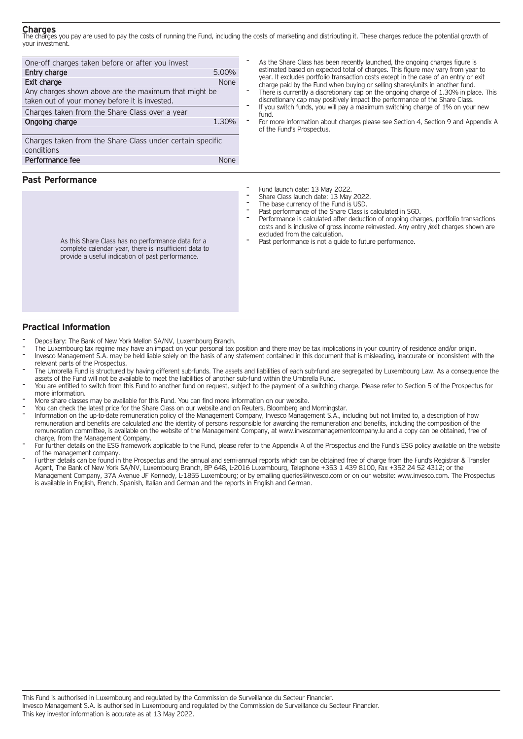## Charges

The charges you pay are used to pay the costs of running the Fund, including the costs of marketing and distributing it. These charges reduce the potential growth of your investment.

| | |
|---|---|
| One-off charges taken before or after you invest | |
| **Entry charge** | 5.00% |
| **Exit charge** | None |
| Any charges shown above are the maximum that might be taken out of your money before it is invested. | |
| Charges taken from the Share Class over a year | |
| **Ongoing charge** | 1.30% |
| Charges taken from the Share Class under certain specific conditions | |
| **Performance fee** | None |

- As the Share Class has been recently launched, the ongoing charges figure is estimated based on expected total of charges. This figure may vary from year to year. It excludes portfolio transaction costs except in the case of an entry or exit charge paid by the Fund when buying or selling shares/units in another fund.
- There is currently a discretionary cap on the ongoing charge of 1.30% in place. This discretionary cap may positively impact the performance of the Share Class.
- If you switch funds, you will pay a maximum switching charge of 1% on your new fund.
- For more information about charges please see Section 4, Section 9 and Appendix A of the Fund's Prospectus.

## Past Performance

As this Share Class has no performance data for a complete calendar year, there is insufficient data to provide a useful indication of past performance.

- Fund launch date: 13 May 2022.
- Share Class launch date: 13 May 2022.
- The base currency of the Fund is USD.
- Past performance of the Share Class is calculated in SGD.
- Performance is calculated after deduction of ongoing charges, portfolio transactions costs and is inclusive of gross income reinvested. Any entry /exit charges shown are excluded from the calculation.
- Past performance is not a guide to future performance.

## Practical Information

- Depositary: The Bank of New York Mellon SA/NV, Luxembourg Branch.
- The Luxembourg tax regime may have an impact on your personal tax position and there may be tax implications in your country of residence and/or origin.
- Invesco Management S.A. may be held liable solely on the basis of any statement contained in this document that is misleading, inaccurate or inconsistent with the relevant parts of the Prospectus.
- The Umbrella Fund is structured by having different sub-funds. The assets and liabilities of each sub-fund are segregated by Luxembourg Law. As a consequence the assets of the Fund will not be available to meet the liabilities of another sub-fund within the Umbrella Fund.
- You are entitled to switch from this Fund to another fund on request, subject to the payment of a switching charge. Please refer to Section 5 of the Prospectus for more information.
- More share classes may be available for this Fund. You can find more information on our website.
- You can check the latest price for the Share Class on our website and on Reuters, Bloomberg and Morningstar.
- Information on the up-to-date remuneration policy of the Management Company, Invesco Management S.A., including but not limited to, a description of how remuneration and benefits are calculated and the identity of persons responsible for awarding the remuneration and benefits, including the composition of the remuneration committee, is available on the website of the Management Company, at www.invescomanagementcompany.lu and a copy can be obtained, free of charge, from the Management Company.
- For further details on the ESG framework applicable to the Fund, please refer to the Appendix A of the Prospectus and the Fund's ESG policy available on the website of the management company.
- Further details can be found in the Prospectus and the annual and semi-annual reports which can be obtained free of charge from the Fund's Registrar & Transfer Agent, The Bank of New York SA/NV, Luxembourg Branch, BP 648, L-2016 Luxembourg, Telephone +353 1 439 8100, Fax +352 24 52 4312; or the Management Company, 37A Avenue JF Kennedy, L-1855 Luxembourg; or by emailing queries@invesco.com or on our website: www.invesco.com. The Prospectus is available in English, French, Spanish, Italian and German and the reports in English and German.

This Fund is authorised in Luxembourg and regulated by the Commission de Surveillance du Secteur Financier.
Invesco Management S.A. is authorised in Luxembourg and regulated by the Commission de Surveillance du Secteur Financier.
This key investor information is accurate as at 13 May 2022.